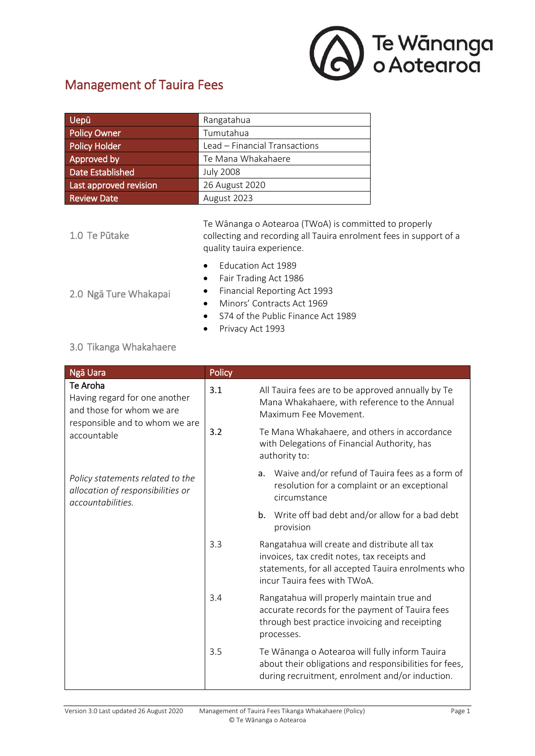# Management of Tauira Fees

| Uepū | Rangatahua |
|---|---|
| Policy Owner | Tumutahua |
| Policy Holder | Lead – Financial Transactions |
| Approved by | Te Mana Whakahaere |
| Date Established | July 2008 |
| Last approved revision | 26 August 2020 |
| Review Date | August 2023 |

## 1.0 Te Pūtake

Te Wānanga o Aotearoa (TWoA) is committed to properly collecting and recording all Tauira enrolment fees in support of a quality tauira experience.

## 2.0 Ngā Ture Whakapai

- Education Act 1989
- Fair Trading Act 1986
- Financial Reporting Act 1993
- Minors' Contracts Act 1969
- S74 of the Public Finance Act 1989
- Privacy Act 1993

## 3.0 Tikanga Whakahaere

| Ngā Uara | Policy | |
|---|---|---|
| **Te Aroha**<br>Having regard for one another and those for whom we are responsible and to whom we are accountable<br><br>*Policy statements related to the allocation of responsibilities or accountabilities.* | 3.1 | All Tauira fees are to be approved annually by Te Mana Whakahaere, with reference to the Annual Maximum Fee Movement. |
| | 3.2 | Te Mana Whakahaere, and others in accordance with Delegations of Financial Authority, has authority to:<br>a. Waive and/or refund of Tauira fees as a form of resolution for a complaint or an exceptional circumstance<br>b. Write off bad debt and/or allow for a bad debt provision |
| | 3.3 | Rangatahua will create and distribute all tax invoices, tax credit notes, tax receipts and statements, for all accepted Tauira enrolments who incur Tauira fees with TWoA. |
| | 3.4 | Rangatahua will properly maintain true and accurate records for the payment of Tauira fees through best practice invoicing and receipting processes. |
| | 3.5 | Te Wānanga o Aotearoa will fully inform Tauira about their obligations and responsibilities for fees, during recruitment, enrolment and/or induction. |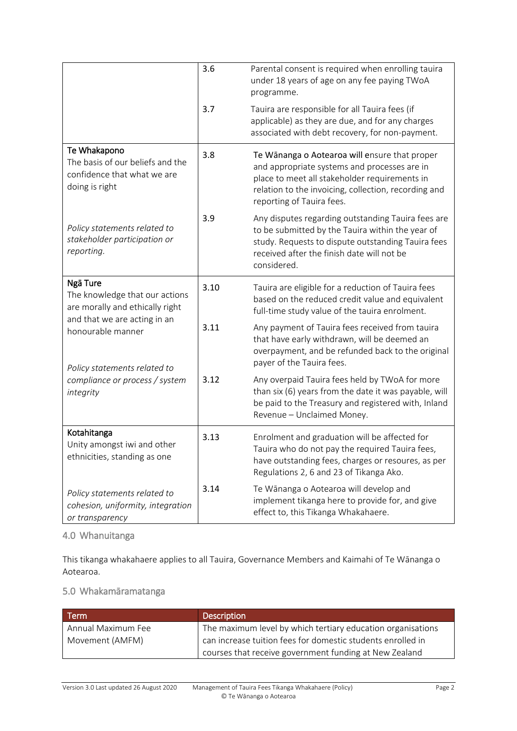| | | |
|---|---|---|
| | 3.6 | Parental consent is required when enrolling tauira under 18 years of age on any fee paying TWoA programme. |
| | 3.7 | Tauira are responsible for all Tauira fees (if applicable) as they are due, and for any charges associated with debt recovery, for non-payment. |
| **Te Whakapono**<br>The basis of our beliefs and the confidence that what we are doing is right<br><br>*Policy statements related to stakeholder participation or reporting.* | 3.8 | Te Wānanga o Aotearoa will ensure that proper and appropriate systems and processes are in place to meet all stakeholder requirements in relation to the invoicing, collection, recording and reporting of Tauira fees. |
| | 3.9 | Any disputes regarding outstanding Tauira fees are to be submitted by the Tauira within the year of study. Requests to dispute outstanding Tauira fees received after the finish date will not be considered. |
| **Ngā Ture**<br>The knowledge that our actions are morally and ethically right and that we are acting in an honourable manner<br><br>*Policy statements related to compliance or process / system integrity* | 3.10 | Tauira are eligible for a reduction of Tauira fees based on the reduced credit value and equivalent full-time study value of the tauira enrolment. |
| | 3.11 | Any payment of Tauira fees received from tauira that have early withdrawn, will be deemed an overpayment, and be refunded back to the original payer of the Tauira fees. |
| | 3.12 | Any overpaid Tauira fees held by TWoA for more than six (6) years from the date it was payable, will be paid to the Treasury and registered with, Inland Revenue – Unclaimed Money. |
| **Kotahitanga**<br>Unity amongst iwi and other ethnicities, standing as one<br><br>*Policy statements related to cohesion, uniformity, integration or transparency* | 3.13 | Enrolment and graduation will be affected for Tauira who do not pay the required Tauira fees, have outstanding fees, charges or resoures, as per Regulations 2, 6 and 23 of Tikanga Ako. |
| | 3.14 | Te Wānanga o Aotearoa will develop and implement tikanga here to provide for, and give effect to, this Tikanga Whakahaere. |

## 4.0 Whanuitanga

This tikanga whakahaere applies to all Tauira, Governance Members and Kaimahi of Te Wānanga o Aotearoa.

## 5.0 Whakamāramatanga

| Term | Description |
|---|---|
| Annual Maximum Fee Movement (AMFM) | The maximum level by which tertiary education organisations can increase tuition fees for domestic students enrolled in courses that receive government funding at New Zealand |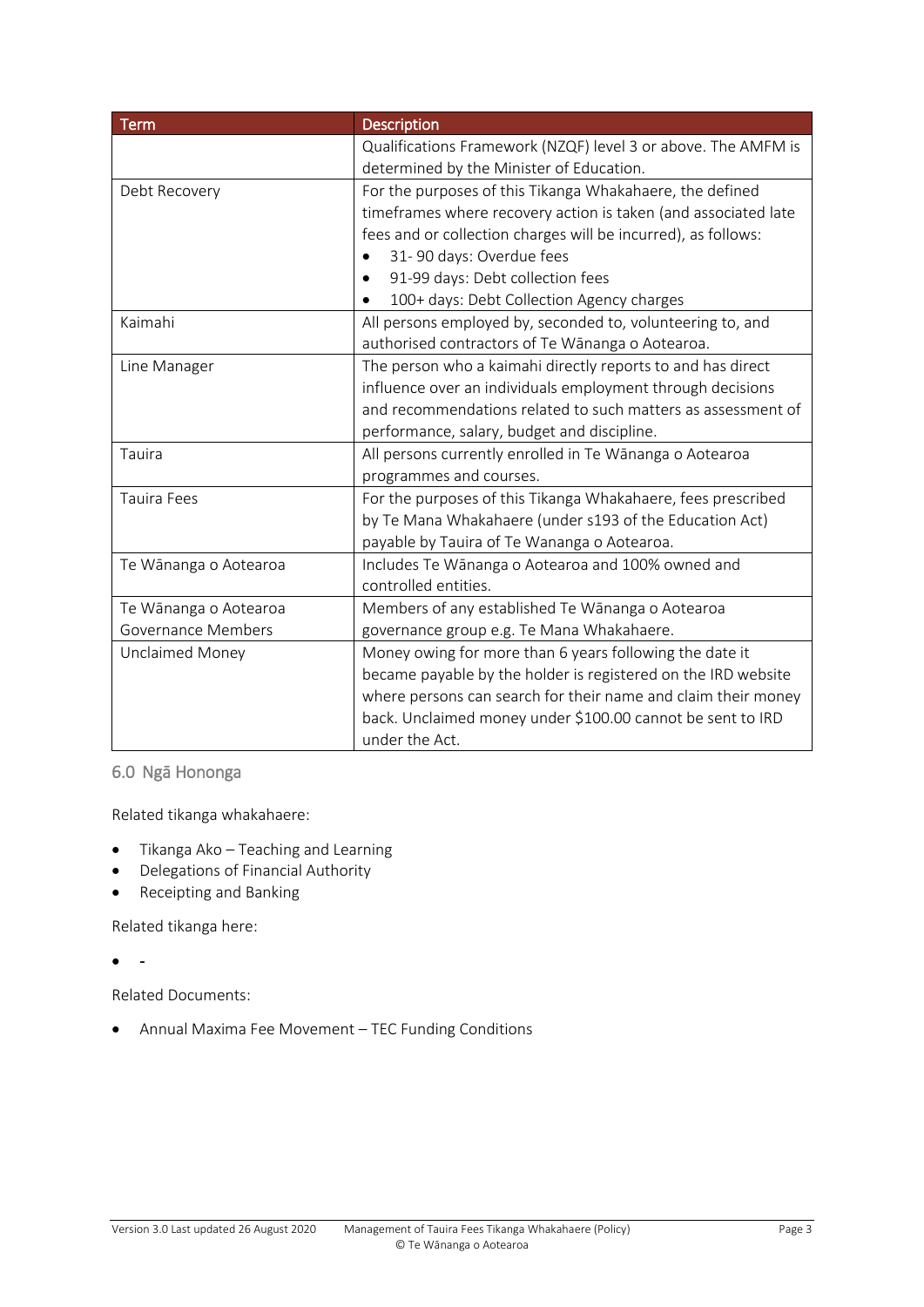| Term | Description |
| --- | --- |
| | Qualifications Framework (NZQF) level 3 or above. The AMFM is determined by the Minister of Education. |
| Debt Recovery | For the purposes of this Tikanga Whakahaere, the defined timeframes where recovery action is taken (and associated late fees and or collection charges will be incurred), as follows:<br>• 31- 90 days: Overdue fees<br>• 91-99 days: Debt collection fees<br>• 100+ days: Debt Collection Agency charges |
| Kaimahi | All persons employed by, seconded to, volunteering to, and authorised contractors of Te Wānanga o Aotearoa. |
| Line Manager | The person who a kaimahi directly reports to and has direct influence over an individuals employment through decisions and recommendations related to such matters as assessment of performance, salary, budget and discipline. |
| Tauira | All persons currently enrolled in Te Wānanga o Aotearoa programmes and courses. |
| Tauira Fees | For the purposes of this Tikanga Whakahaere, fees prescribed by Te Mana Whakahaere (under s193 of the Education Act) payable by Tauira of Te Wananga o Aotearoa. |
| Te Wānanga o Aotearoa | Includes Te Wānanga o Aotearoa and 100% owned and controlled entities. |
| Te Wānanga o Aotearoa Governance Members | Members of any established Te Wānanga o Aotearoa governance group e.g. Te Mana Whakahaere. |
| Unclaimed Money | Money owing for more than 6 years following the date it became payable by the holder is registered on the IRD website where persons can search for their name and claim their money back. Unclaimed money under $100.00 cannot be sent to IRD under the Act. |

## 6.0 Ngā Hononga

Related tikanga whakahaere:

- Tikanga Ako – Teaching and Learning
- Delegations of Financial Authority
- Receipting and Banking

Related tikanga here:

- -

Related Documents:

- Annual Maxima Fee Movement – TEC Funding Conditions